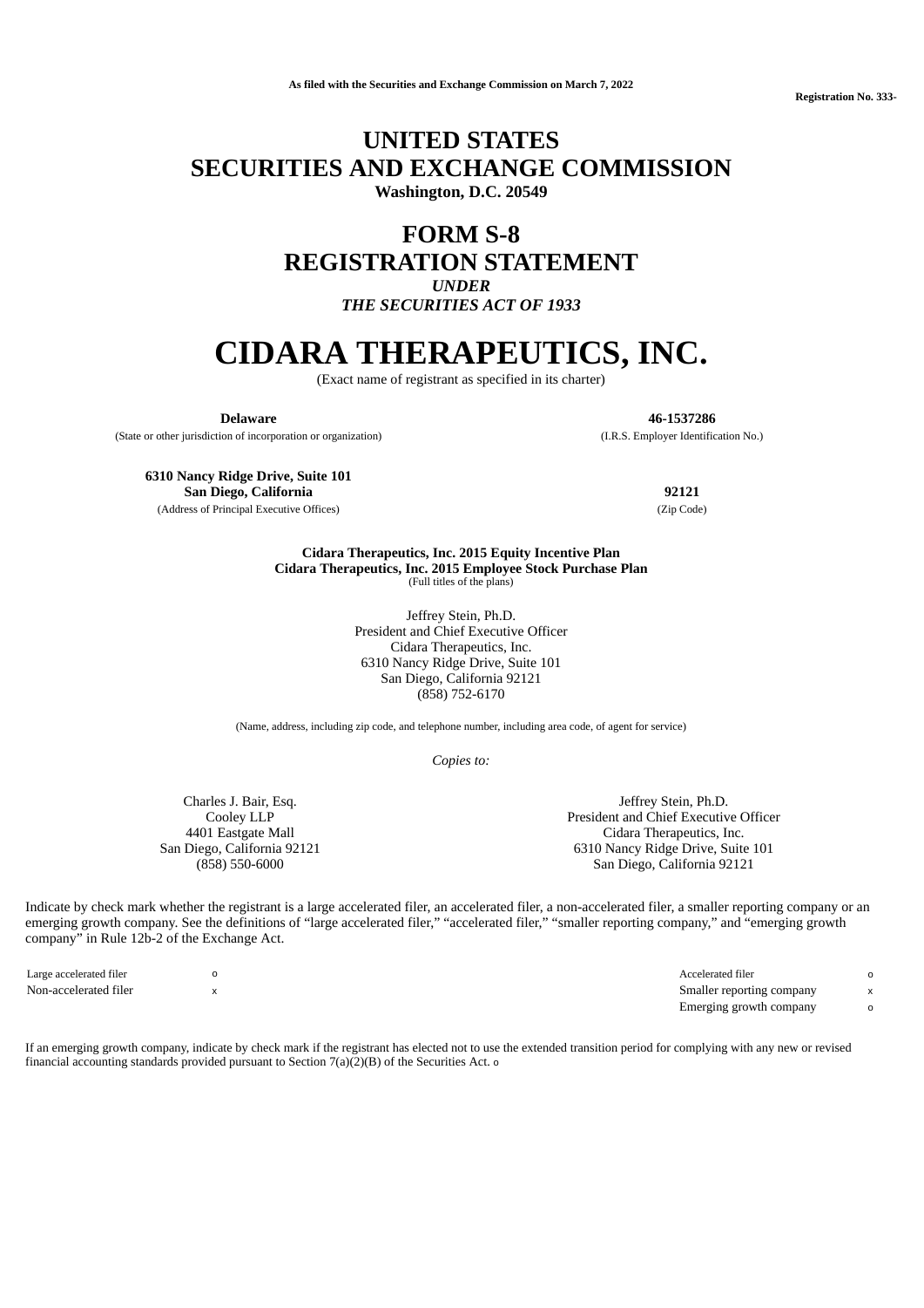As filed with the Securities and Exchange Commission on March 7, 2022

Registration No. 333-

# UNITED STATES
# SECURITIES AND EXCHANGE COMMISSION
**Washington, D.C. 20549**

# FORM S-8
# REGISTRATION STATEMENT
***UNDER***
***THE SECURITIES ACT OF 1933***

# CIDARA THERAPEUTICS, INC.
(Exact name of registrant as specified in its charter)

| **Delaware** | **46-1537286** |
|---|---|
| (State or other jurisdiction of incorporation or organization) | (I.R.S. Employer Identification No.) |

| **6310 Nancy Ridge Drive, Suite 101 San Diego, California** | **92121** |
|---|---|
| (Address of Principal Executive Offices) | (Zip Code) |

**Cidara Therapeutics, Inc. 2015 Equity Incentive Plan**
**Cidara Therapeutics, Inc. 2015 Employee Stock Purchase Plan**
(Full titles of the plans)

Jeffrey Stein, Ph.D.
President and Chief Executive Officer
Cidara Therapeutics, Inc.
6310 Nancy Ridge Drive, Suite 101
San Diego, California 92121
(858) 752-6170

(Name, address, including zip code, and telephone number, including area code, of agent for service)

*Copies to:*

| Charles J. Bair, Esq. | Jeffrey Stein, Ph.D. |
|---|---|
| Cooley LLP | President and Chief Executive Officer |
| 4401 Eastgate Mall | Cidara Therapeutics, Inc. |
| San Diego, California 92121 | 6310 Nancy Ridge Drive, Suite 101 |
| (858) 550-6000 | San Diego, California 92121 |

Indicate by check mark whether the registrant is a large accelerated filer, an accelerated filer, a non-accelerated filer, a smaller reporting company or an emerging growth company. See the definitions of "large accelerated filer," "accelerated filer," "smaller reporting company," and "emerging growth company" in Rule 12b-2 of the Exchange Act.

| | | | |
|---|---|---|---|
| Large accelerated filer | o | Accelerated filer | o |
| Non-accelerated filer | x | Smaller reporting company | x |
| | | Emerging growth company | o |

If an emerging growth company, indicate by check mark if the registrant has elected not to use the extended transition period for complying with any new or revised financial accounting standards provided pursuant to Section 7(a)(2)(B) of the Securities Act. o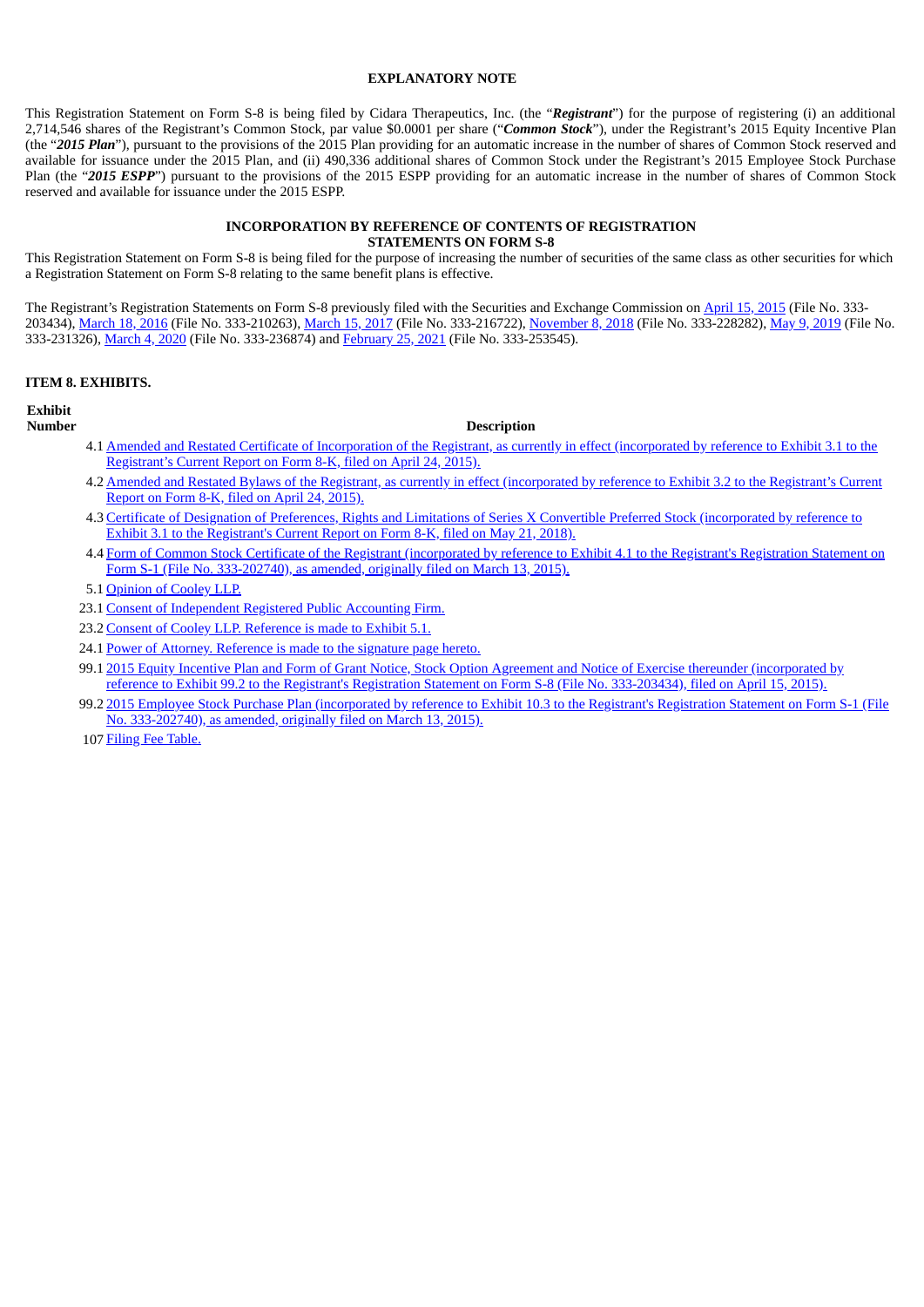## EXPLANATORY NOTE

This Registration Statement on Form S-8 is being filed by Cidara Therapeutics, Inc. (the "***Registrant***") for the purpose of registering (i) an additional 2,714,546 shares of the Registrant's Common Stock, par value $0.0001 per share ("***Common Stock***"), under the Registrant's 2015 Equity Incentive Plan (the "***2015 Plan***"), pursuant to the provisions of the 2015 Plan providing for an automatic increase in the number of shares of Common Stock reserved and available for issuance under the 2015 Plan, and (ii) 490,336 additional shares of Common Stock under the Registrant's 2015 Employee Stock Purchase Plan (the "***2015 ESPP***") pursuant to the provisions of the 2015 ESPP providing for an automatic increase in the number of shares of Common Stock reserved and available for issuance under the 2015 ESPP.

## INCORPORATION BY REFERENCE OF CONTENTS OF REGISTRATION STATEMENTS ON FORM S-8

This Registration Statement on Form S-8 is being filed for the purpose of increasing the number of securities of the same class as other securities for which a Registration Statement on Form S-8 relating to the same benefit plans is effective.

The Registrant's Registration Statements on Form S-8 previously filed with the Securities and Exchange Commission on April 15, 2015 (File No. 333-203434), March 18, 2016 (File No. 333-210263), March 15, 2017 (File No. 333-216722), November 8, 2018 (File No. 333-228282), May 9, 2019 (File No. 333-231326), March 4, 2020 (File No. 333-236874) and February 25, 2021 (File No. 333-253545).

## ITEM 8. EXHIBITS.

| Exhibit Number | Description |
|---|---|
| 4.1 | Amended and Restated Certificate of Incorporation of the Registrant, as currently in effect (incorporated by reference to Exhibit 3.1 to the Registrant's Current Report on Form 8-K, filed on April 24, 2015). |
| 4.2 | Amended and Restated Bylaws of the Registrant, as currently in effect (incorporated by reference to Exhibit 3.2 to the Registrant's Current Report on Form 8-K, filed on April 24, 2015). |
| 4.3 | Certificate of Designation of Preferences, Rights and Limitations of Series X Convertible Preferred Stock (incorporated by reference to Exhibit 3.1 to the Registrant's Current Report on Form 8-K, filed on May 21, 2018). |
| 4.4 | Form of Common Stock Certificate of the Registrant (incorporated by reference to Exhibit 4.1 to the Registrant's Registration Statement on Form S-1 (File No. 333-202740), as amended, originally filed on March 13, 2015). |
| 5.1 | Opinion of Cooley LLP. |
| 23.1 | Consent of Independent Registered Public Accounting Firm. |
| 23.2 | Consent of Cooley LLP. Reference is made to Exhibit 5.1. |
| 24.1 | Power of Attorney. Reference is made to the signature page hereto. |
| 99.1 | 2015 Equity Incentive Plan and Form of Grant Notice, Stock Option Agreement and Notice of Exercise thereunder (incorporated by reference to Exhibit 99.2 to the Registrant's Registration Statement on Form S-8 (File No. 333-203434), filed on April 15, 2015). |
| 99.2 | 2015 Employee Stock Purchase Plan (incorporated by reference to Exhibit 10.3 to the Registrant's Registration Statement on Form S-1 (File No. 333-202740), as amended, originally filed on March 13, 2015). |
| 107 | Filing Fee Table. |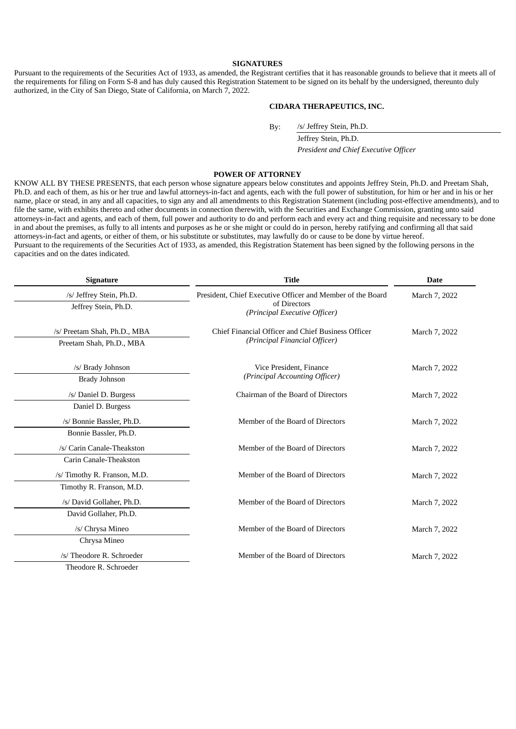## SIGNATURES

Pursuant to the requirements of the Securities Act of 1933, as amended, the Registrant certifies that it has reasonable grounds to believe that it meets all of the requirements for filing on Form S-8 and has duly caused this Registration Statement to be signed on its behalf by the undersigned, thereunto duly authorized, in the City of San Diego, State of California, on March 7, 2022.

**CIDARA THERAPEUTICS, INC.**

By: /s/ Jeffrey Stein, Ph.D.
Jeffrey Stein, Ph.D.
*President and Chief Executive Officer*

## POWER OF ATTORNEY

KNOW ALL BY THESE PRESENTS, that each person whose signature appears below constitutes and appoints Jeffrey Stein, Ph.D. and Preetam Shah, Ph.D. and each of them, as his or her true and lawful attorneys-in-fact and agents, each with the full power of substitution, for him or her and in his or her name, place or stead, in any and all capacities, to sign any and all amendments to this Registration Statement (including post-effective amendments), and to file the same, with exhibits thereto and other documents in connection therewith, with the Securities and Exchange Commission, granting unto said attorneys-in-fact and agents, and each of them, full power and authority to do and perform each and every act and thing requisite and necessary to be done in and about the premises, as fully to all intents and purposes as he or she might or could do in person, hereby ratifying and confirming all that said attorneys-in-fact and agents, or either of them, or his substitute or substitutes, may lawfully do or cause to be done by virtue hereof.

Pursuant to the requirements of the Securities Act of 1933, as amended, this Registration Statement has been signed by the following persons in the capacities and on the dates indicated.

| Signature | Title | Date |
|---|---|---|
| /s/ Jeffrey Stein, Ph.D.<br>Jeffrey Stein, Ph.D. | President, Chief Executive Officer and Member of the Board of Directors<br>*(Principal Executive Officer)* | March 7, 2022 |
| /s/ Preetam Shah, Ph.D., MBA<br>Preetam Shah, Ph.D., MBA | Chief Financial Officer and Chief Business Officer<br>*(Principal Financial Officer)* | March 7, 2022 |
| /s/ Brady Johnson<br>Brady Johnson | Vice President, Finance<br>*(Principal Accounting Officer)* | March 7, 2022 |
| /s/ Daniel D. Burgess<br>Daniel D. Burgess | Chairman of the Board of Directors | March 7, 2022 |
| /s/ Bonnie Bassler, Ph.D.<br>Bonnie Bassler, Ph.D. | Member of the Board of Directors | March 7, 2022 |
| /s/ Carin Canale-Theakston<br>Carin Canale-Theakston | Member of the Board of Directors | March 7, 2022 |
| /s/ Timothy R. Franson, M.D.<br>Timothy R. Franson, M.D. | Member of the Board of Directors | March 7, 2022 |
| /s/ David Gollaher, Ph.D.<br>David Gollaher, Ph.D. | Member of the Board of Directors | March 7, 2022 |
| /s/ Chrysa Mineo<br>Chrysa Mineo | Member of the Board of Directors | March 7, 2022 |
| /s/ Theodore R. Schroeder<br>Theodore R. Schroeder | Member of the Board of Directors | March 7, 2022 |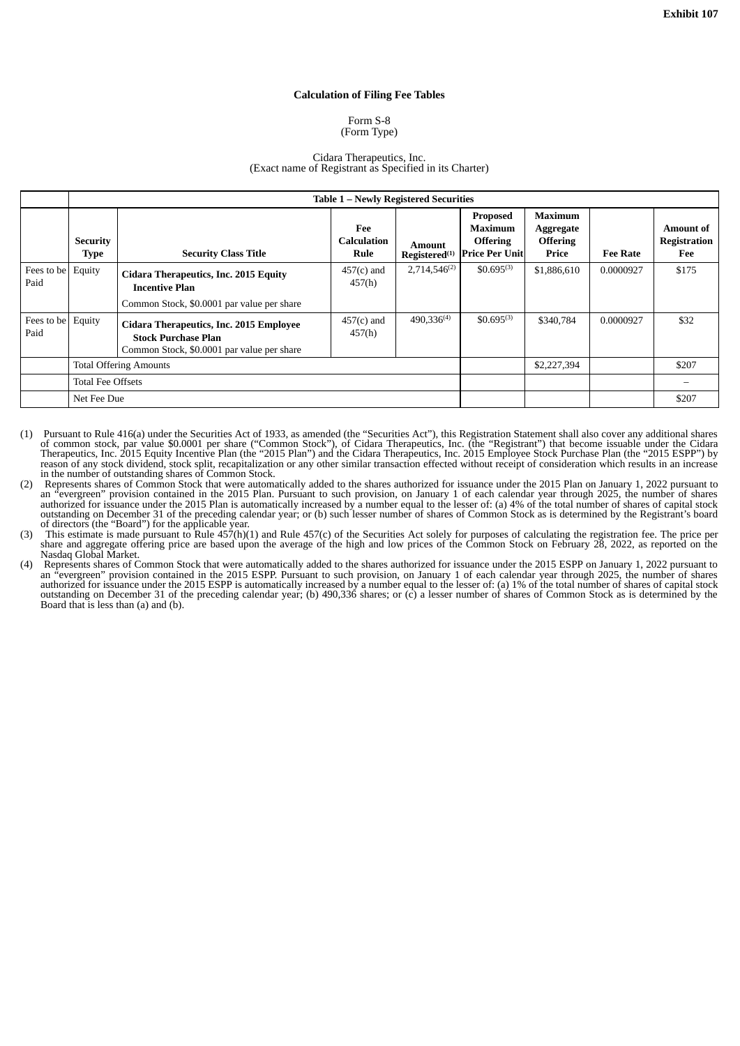**Exhibit 107**

**Calculation of Filing Fee Tables**

Form S-8
(Form Type)

Cidara Therapeutics, Inc.
(Exact name of Registrant as Specified in its Charter)

| | Table 1 – Newly Registered Securities | | | | | | | |
|---|---|---|---|---|---|---|---|---|
| | **Security Type** | **Security Class Title** | **Fee Calculation Rule** | **Amount Registered**(1) | **Proposed Maximum Offering Price Per Unit** | **Maximum Aggregate Offering Price** | **Fee Rate** | **Amount of Registration Fee** |
| Fees to be Paid | Equity | **Cidara Therapeutics, Inc. 2015 Equity Incentive Plan** Common Stock, $0.0001 par value per share | 457(c) and 457(h) | 2,714,546(2) | $0.695(3) | $1,886,610 | 0.0000927 | $175 |
| Fees to be Paid | Equity | **Cidara Therapeutics, Inc. 2015 Employee Stock Purchase Plan** Common Stock, $0.0001 par value per share | 457(c) and 457(h) | 490,336(4) | $0.695(3) | $340,784 | 0.0000927 | $32 |
| | Total Offering Amounts | | | | | $2,227,394 | | $207 |
| | Total Fee Offsets | | | | | | | – |
| | Net Fee Due | | | | | | | $207 |

(1) Pursuant to Rule 416(a) under the Securities Act of 1933, as amended (the "Securities Act"), this Registration Statement shall also cover any additional shares of common stock, par value $0.0001 per share ("Common Stock"), of Cidara Therapeutics, Inc. (the "Registrant") that become issuable under the Cidara Therapeutics, Inc. 2015 Equity Incentive Plan (the "2015 Plan") and the Cidara Therapeutics, Inc. 2015 Employee Stock Purchase Plan (the "2015 ESPP") by reason of any stock dividend, stock split, recapitalization or any other similar transaction effected without receipt of consideration which results in an increase in the number of outstanding shares of Common Stock.

(2) Represents shares of Common Stock that were automatically added to the shares authorized for issuance under the 2015 Plan on January 1, 2022 pursuant to an "evergreen" provision contained in the 2015 Plan. Pursuant to such provision, on January 1 of each calendar year through 2025, the number of shares authorized for issuance under the 2015 Plan is automatically increased by a number equal to the lesser of: (a) 4% of the total number of shares of capital stock outstanding on December 31 of the preceding calendar year; or (b) such lesser number of shares of Common Stock as is determined by the Registrant's board of directors (the "Board") for the applicable year.

(3) This estimate is made pursuant to Rule 457(h)(1) and Rule 457(c) of the Securities Act solely for purposes of calculating the registration fee. The price per share and aggregate offering price are based upon the average of the high and low prices of the Common Stock on February 28, 2022, as reported on the Nasdaq Global Market.

(4) Represents shares of Common Stock that were automatically added to the shares authorized for issuance under the 2015 ESPP on January 1, 2022 pursuant to an "evergreen" provision contained in the 2015 ESPP. Pursuant to such provision, on January 1 of each calendar year through 2025, the number of shares authorized for issuance under the 2015 ESPP is automatically increased by a number equal to the lesser of: (a) 1% of the total number of shares of capital stock outstanding on December 31 of the preceding calendar year; (b) 490,336 shares; or (c) a lesser number of shares of Common Stock as is determined by the Board that is less than (a) and (b).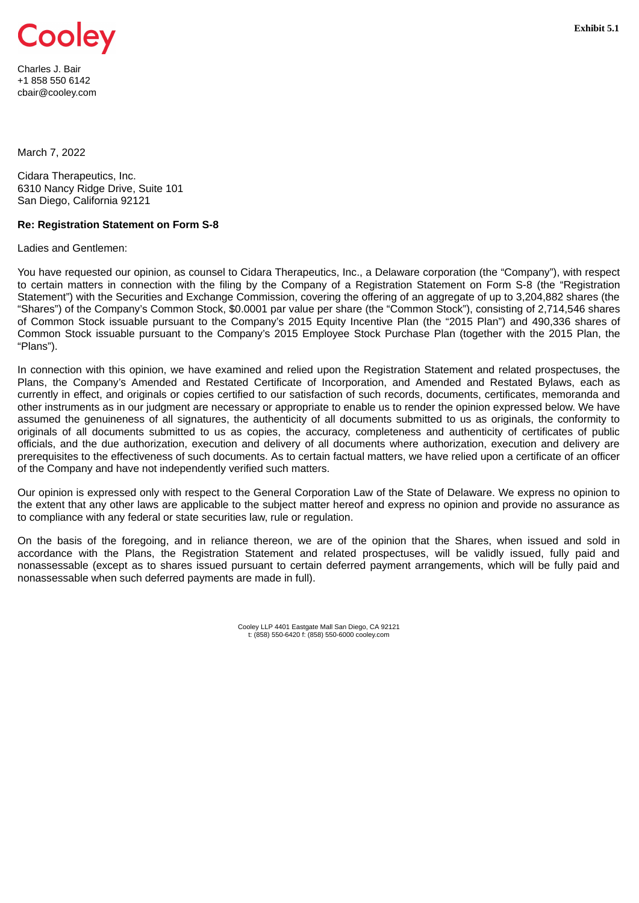Cooley

**Exhibit 5.1**

Charles J. Bair
+1 858 550 6142
cbair@cooley.com

March 7, 2022

Cidara Therapeutics, Inc.
6310 Nancy Ridge Drive, Suite 101
San Diego, California 92121

**Re: Registration Statement on Form S-8**

Ladies and Gentlemen:

You have requested our opinion, as counsel to Cidara Therapeutics, Inc., a Delaware corporation (the "Company"), with respect to certain matters in connection with the filing by the Company of a Registration Statement on Form S-8 (the "Registration Statement") with the Securities and Exchange Commission, covering the offering of an aggregate of up to 3,204,882 shares (the "Shares") of the Company's Common Stock, $0.0001 par value per share (the "Common Stock"), consisting of 2,714,546 shares of Common Stock issuable pursuant to the Company's 2015 Equity Incentive Plan (the "2015 Plan") and 490,336 shares of Common Stock issuable pursuant to the Company's 2015 Employee Stock Purchase Plan (together with the 2015 Plan, the "Plans").

In connection with this opinion, we have examined and relied upon the Registration Statement and related prospectuses, the Plans, the Company's Amended and Restated Certificate of Incorporation, and Amended and Restated Bylaws, each as currently in effect, and originals or copies certified to our satisfaction of such records, documents, certificates, memoranda and other instruments as in our judgment are necessary or appropriate to enable us to render the opinion expressed below. We have assumed the genuineness of all signatures, the authenticity of all documents submitted to us as originals, the conformity to originals of all documents submitted to us as copies, the accuracy, completeness and authenticity of certificates of public officials, and the due authorization, execution and delivery of all documents where authorization, execution and delivery are prerequisites to the effectiveness of such documents. As to certain factual matters, we have relied upon a certificate of an officer of the Company and have not independently verified such matters.

Our opinion is expressed only with respect to the General Corporation Law of the State of Delaware. We express no opinion to the extent that any other laws are applicable to the subject matter hereof and express no opinion and provide no assurance as to compliance with any federal or state securities law, rule or regulation.

On the basis of the foregoing, and in reliance thereon, we are of the opinion that the Shares, when issued and sold in accordance with the Plans, the Registration Statement and related prospectuses, will be validly issued, fully paid and nonassessable (except as to shares issued pursuant to certain deferred payment arrangements, which will be fully paid and nonassessable when such deferred payments are made in full).

Cooley LLP 4401 Eastgate Mall San Diego, CA 92121
t: (858) 550-6420 f: (858) 550-6000 cooley.com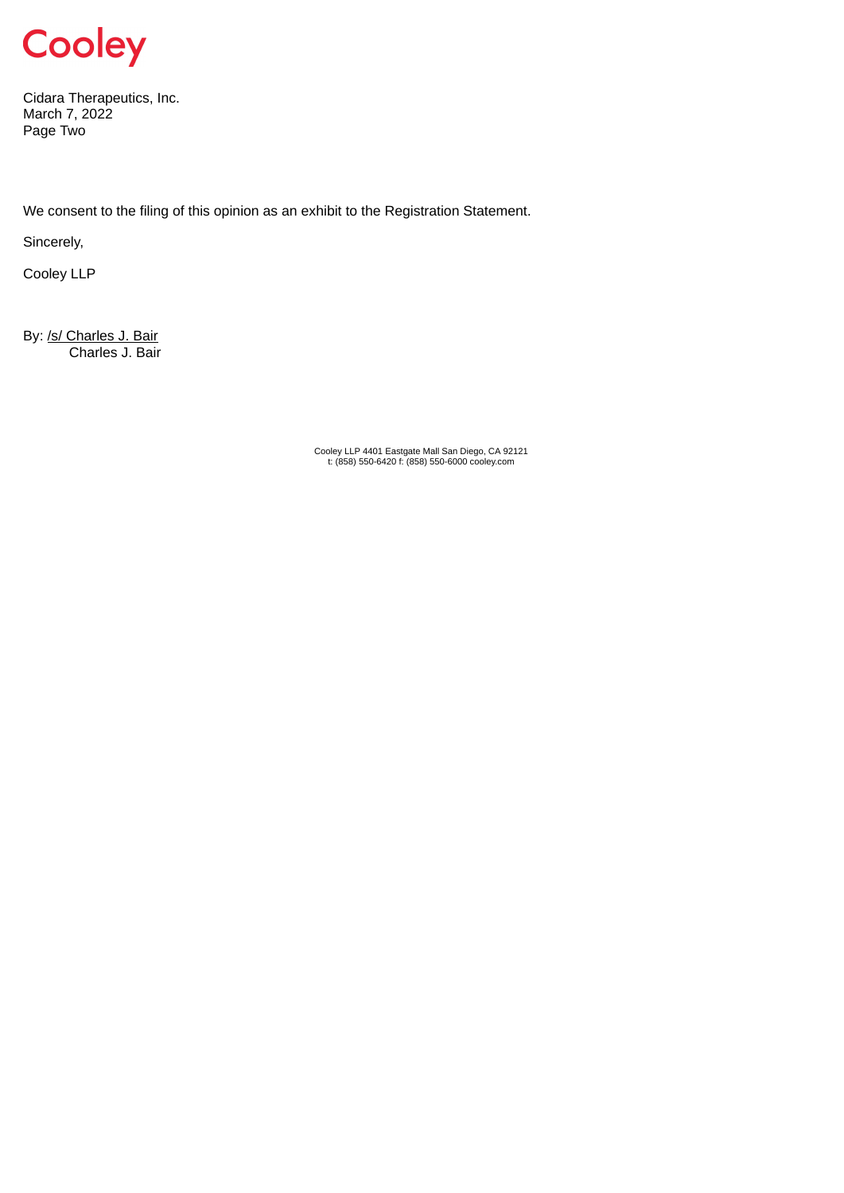We consent to the filing of this opinion as an exhibit to the Registration Statement.

Sincerely,

Cooley LLP

By: /s/ Charles J. Bair
Charles J. Bair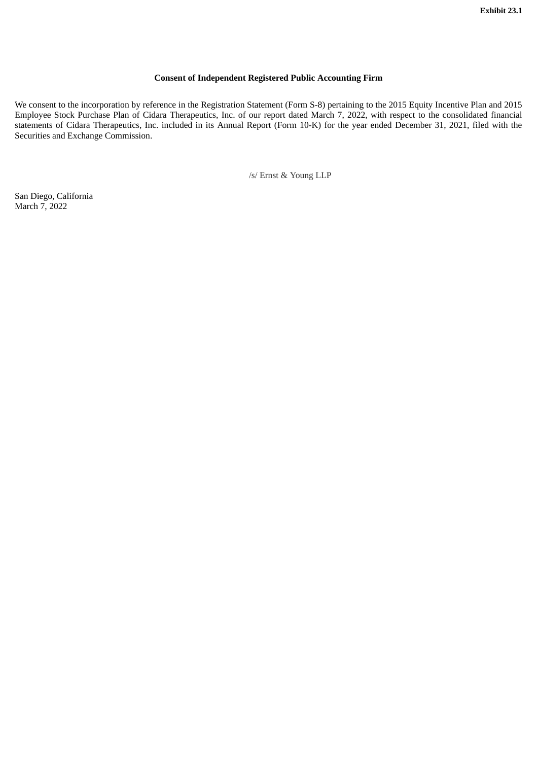**Exhibit 23.1**

**Consent of Independent Registered Public Accounting Firm**

We consent to the incorporation by reference in the Registration Statement (Form S-8) pertaining to the 2015 Equity Incentive Plan and 2015 Employee Stock Purchase Plan of Cidara Therapeutics, Inc. of our report dated March 7, 2022, with respect to the consolidated financial statements of Cidara Therapeutics, Inc. included in its Annual Report (Form 10-K) for the year ended December 31, 2021, filed with the Securities and Exchange Commission.

/s/ Ernst & Young LLP

San Diego, California
March 7, 2022